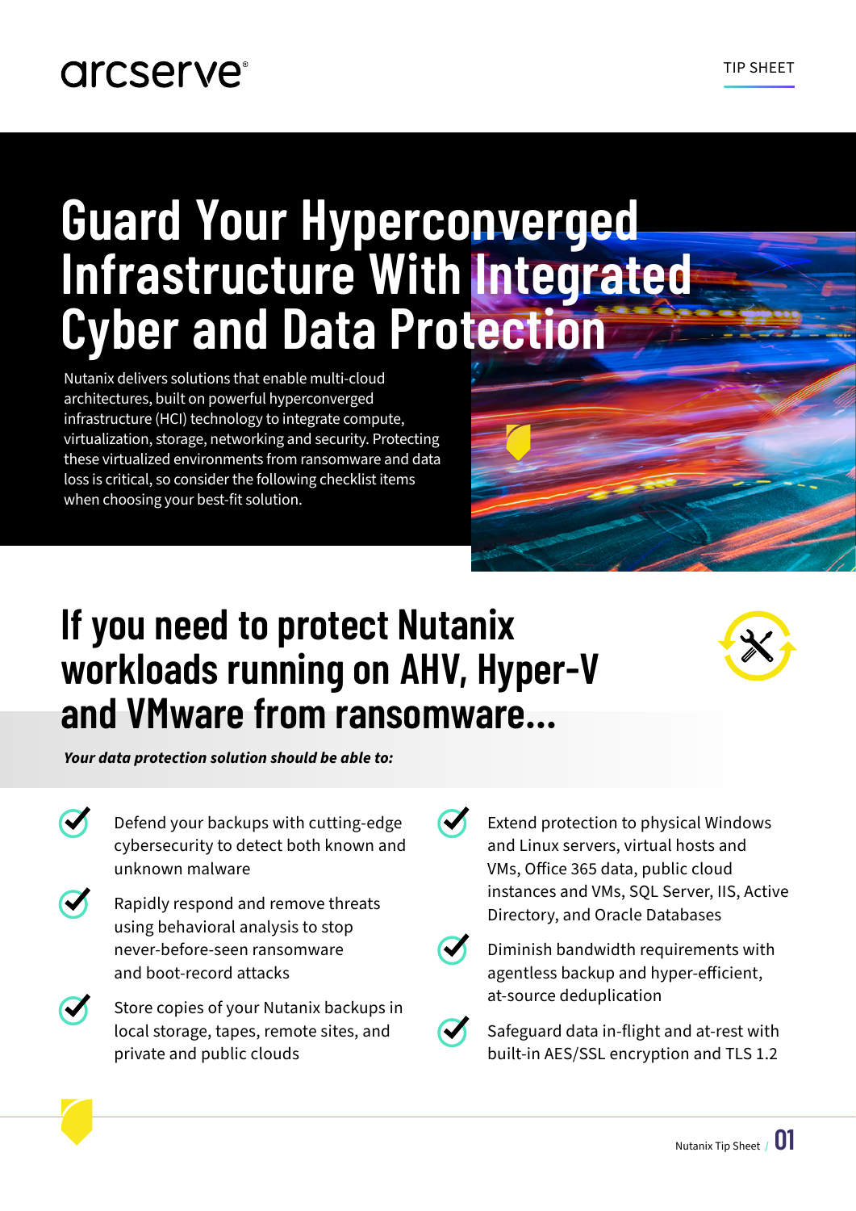arcserve®

TIP SHEET

# Guard Your Hyperconverged Infrastructure With Integrated Cyber and Data Protection

Nutanix delivers solutions that enable multi-cloud architectures, built on powerful hyperconverged infrastructure (HCI) technology to integrate compute, virtualization, storage, networking and security. Protecting these virtualized environments from ransomware and data loss is critical, so consider the following checklist items when choosing your best-fit solution.

## If you need to protect Nutanix workloads running on AHV, Hyper-V and VMware from ransomware...

***Your data protection solution should be able to:***

- Defend your backups with cutting-edge cybersecurity to detect both known and unknown malware
- Rapidly respond and remove threats using behavioral analysis to stop never-before-seen ransomware and boot-record attacks
- Store copies of your Nutanix backups in local storage, tapes, remote sites, and private and public clouds
- Extend protection to physical Windows and Linux servers, virtual hosts and VMs, Office 365 data, public cloud instances and VMs, SQL Server, IIS, Active Directory, and Oracle Databases
- Diminish bandwidth requirements with agentless backup and hyper-efficient, at-source deduplication
- Safeguard data in-flight and at-rest with built-in AES/SSL encryption and TLS 1.2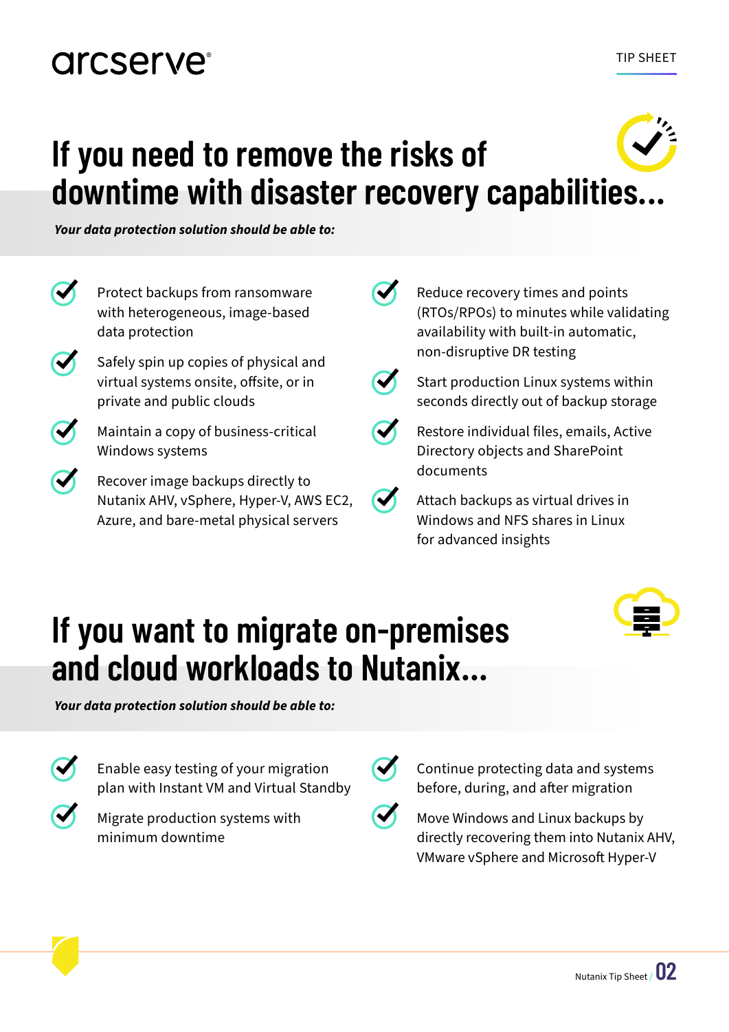# If you need to remove the risks of downtime with disaster recovery capabilities...

***Your data protection solution should be able to:***

- Protect backups from ransomware with heterogeneous, image-based data protection
- Safely spin up copies of physical and virtual systems onsite, offsite, or in private and public clouds
- Maintain a copy of business-critical Windows systems
- Recover image backups directly to Nutanix AHV, vSphere, Hyper-V, AWS EC2, Azure, and bare-metal physical servers
- Reduce recovery times and points (RTOs/RPOs) to minutes while validating availability with built-in automatic, non-disruptive DR testing
- Start production Linux systems within seconds directly out of backup storage
- Restore individual files, emails, Active Directory objects and SharePoint documents
- Attach backups as virtual drives in Windows and NFS shares in Linux for advanced insights

# If you want to migrate on-premises and cloud workloads to Nutanix...

***Your data protection solution should be able to:***

- Enable easy testing of your migration plan with Instant VM and Virtual Standby
- Migrate production systems with minimum downtime
- Continue protecting data and systems before, during, and after migration
- Move Windows and Linux backups by directly recovering them into Nutanix AHV, VMware vSphere and Microsoft Hyper-V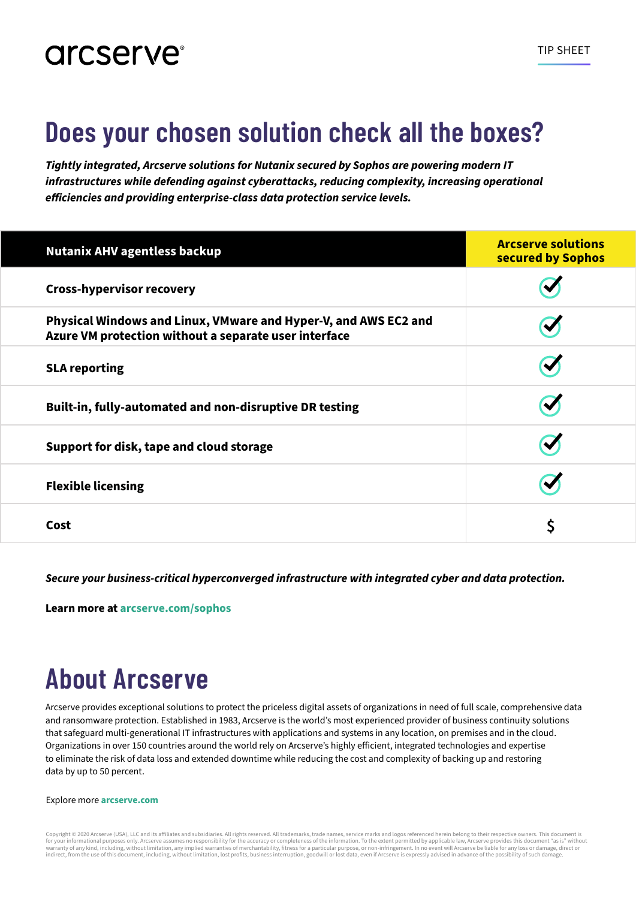arcserve®

TIP SHEET

# Does your chosen solution check all the boxes?

***Tightly integrated, Arcserve solutions for Nutanix secured by Sophos are powering modern IT infrastructures while defending against cyberattacks, reducing complexity, increasing operational efficiencies and providing enterprise-class data protection service levels.***

| Nutanix AHV agentless backup | Arcserve solutions secured by Sophos |
|---|---|
| **Cross-hypervisor recovery** | ✓ |
| **Physical Windows and Linux, VMware and Hyper-V, and AWS EC2 and Azure VM protection without a separate user interface** | ✓ |
| **SLA reporting** | ✓ |
| **Built-in, fully-automated and non-disruptive DR testing** | ✓ |
| **Support for disk, tape and cloud storage** | ✓ |
| **Flexible licensing** | ✓ |
| **Cost** | $ |

***Secure your business-critical hyperconverged infrastructure with integrated cyber and data protection.***

**Learn more at arcserve.com/sophos**

# About Arcserve

Arcserve provides exceptional solutions to protect the priceless digital assets of organizations in need of full scale, comprehensive data and ransomware protection. Established in 1983, Arcserve is the world's most experienced provider of business continuity solutions that safeguard multi-generational IT infrastructures with applications and systems in any location, on premises and in the cloud. Organizations in over 150 countries around the world rely on Arcserve's highly efficient, integrated technologies and expertise to eliminate the risk of data loss and extended downtime while reducing the cost and complexity of backing up and restoring data by up to 50 percent.

Explore more **arcserve.com**

Copyright © 2020 Arcserve (USA), LLC and its affiliates and subsidiaries. All rights reserved. All trademarks, trade names, service marks and logos referenced herein belong to their respective owners. This document is for your informational purposes only. Arcserve assumes no responsibility for the accuracy or completeness of the information. To the extent permitted by applicable law, Arcserve provides this document "as is" without warranty of any kind, including, without limitation, any implied warranties of merchantability, fitness for a particular purpose, or non-infringement. In no event will Arcserve be liable for any loss or damage, direct or indirect, from the use of this document, including, without limitation, lost profits, business interruption, goodwill or lost data, even if Arcserve is expressly advised in advance of the possibility of such damage.